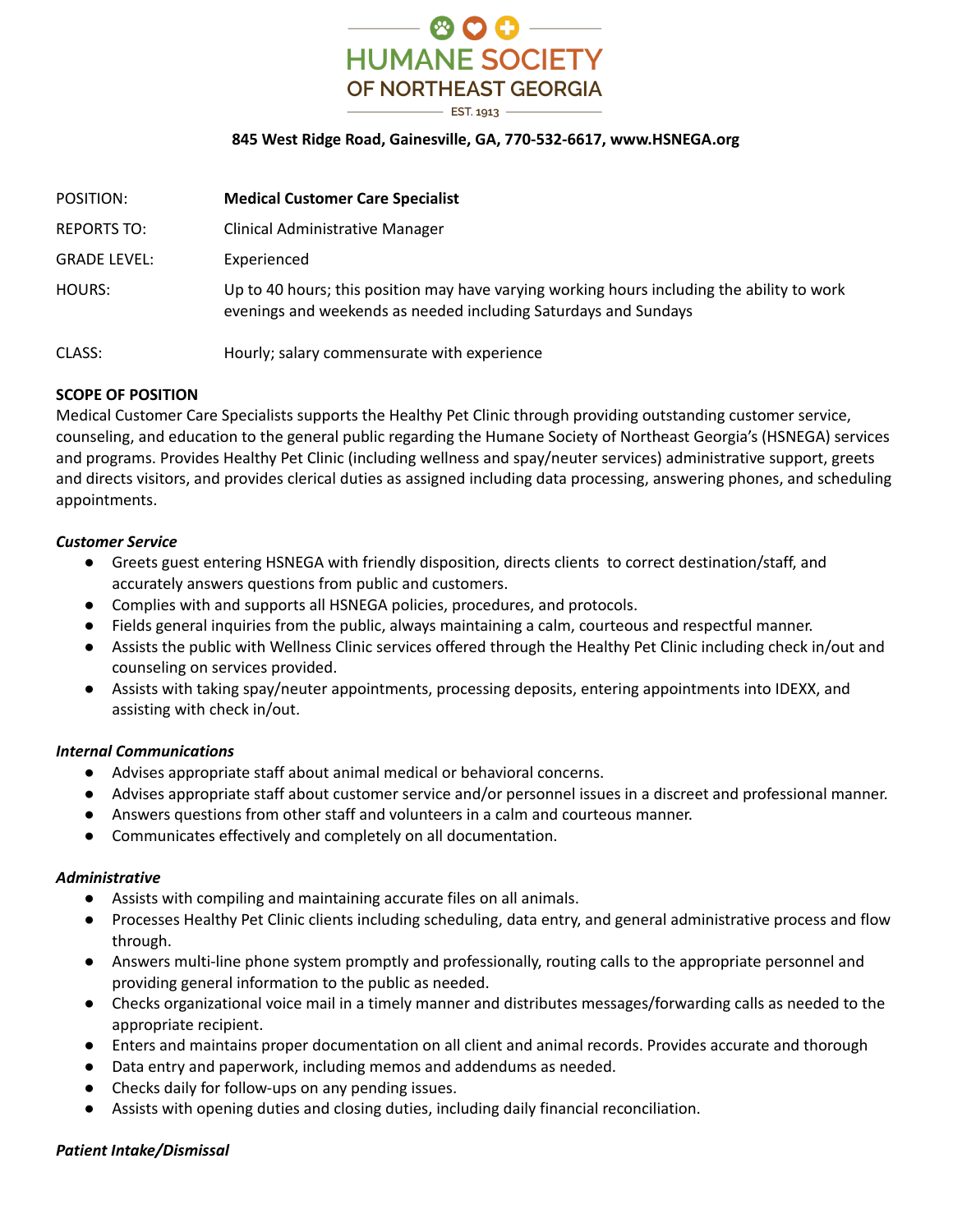# HUMANE SOCIETY OF NORTHEAST GEORGIA

EST. 1913

**845 West Ridge Road, Gainesville, GA, 770-532-6617, www.HSNEGA.org**

| | |
|---|---|
| POSITION: | **Medical Customer Care Specialist** |
| REPORTS TO: | Clinical Administrative Manager |
| GRADE LEVEL: | Experienced |
| HOURS: | Up to 40 hours; this position may have varying working hours including the ability to work evenings and weekends as needed including Saturdays and Sundays |
| CLASS: | Hourly; salary commensurate with experience |

**SCOPE OF POSITION**

Medical Customer Care Specialists supports the Healthy Pet Clinic through providing outstanding customer service, counseling, and education to the general public regarding the Humane Society of Northeast Georgia's (HSNEGA) services and programs. Provides Healthy Pet Clinic (including wellness and spay/neuter services) administrative support, greets and directs visitors, and provides clerical duties as assigned including data processing, answering phones, and scheduling appointments.

***Customer Service***

- Greets guest entering HSNEGA with friendly disposition, directs clients to correct destination/staff, and accurately answers questions from public and customers.
- Complies with and supports all HSNEGA policies, procedures, and protocols.
- Fields general inquiries from the public, always maintaining a calm, courteous and respectful manner.
- Assists the public with Wellness Clinic services offered through the Healthy Pet Clinic including check in/out and counseling on services provided.
- Assists with taking spay/neuter appointments, processing deposits, entering appointments into IDEXX, and assisting with check in/out.

***Internal Communications***

- Advises appropriate staff about animal medical or behavioral concerns.
- Advises appropriate staff about customer service and/or personnel issues in a discreet and professional manner.
- Answers questions from other staff and volunteers in a calm and courteous manner.
- Communicates effectively and completely on all documentation.

***Administrative***

- Assists with compiling and maintaining accurate files on all animals.
- Processes Healthy Pet Clinic clients including scheduling, data entry, and general administrative process and flow through.
- Answers multi-line phone system promptly and professionally, routing calls to the appropriate personnel and providing general information to the public as needed.
- Checks organizational voice mail in a timely manner and distributes messages/forwarding calls as needed to the appropriate recipient.
- Enters and maintains proper documentation on all client and animal records. Provides accurate and thorough
- Data entry and paperwork, including memos and addendums as needed.
- Checks daily for follow-ups on any pending issues.
- Assists with opening duties and closing duties, including daily financial reconciliation.

***Patient Intake/Dismissal***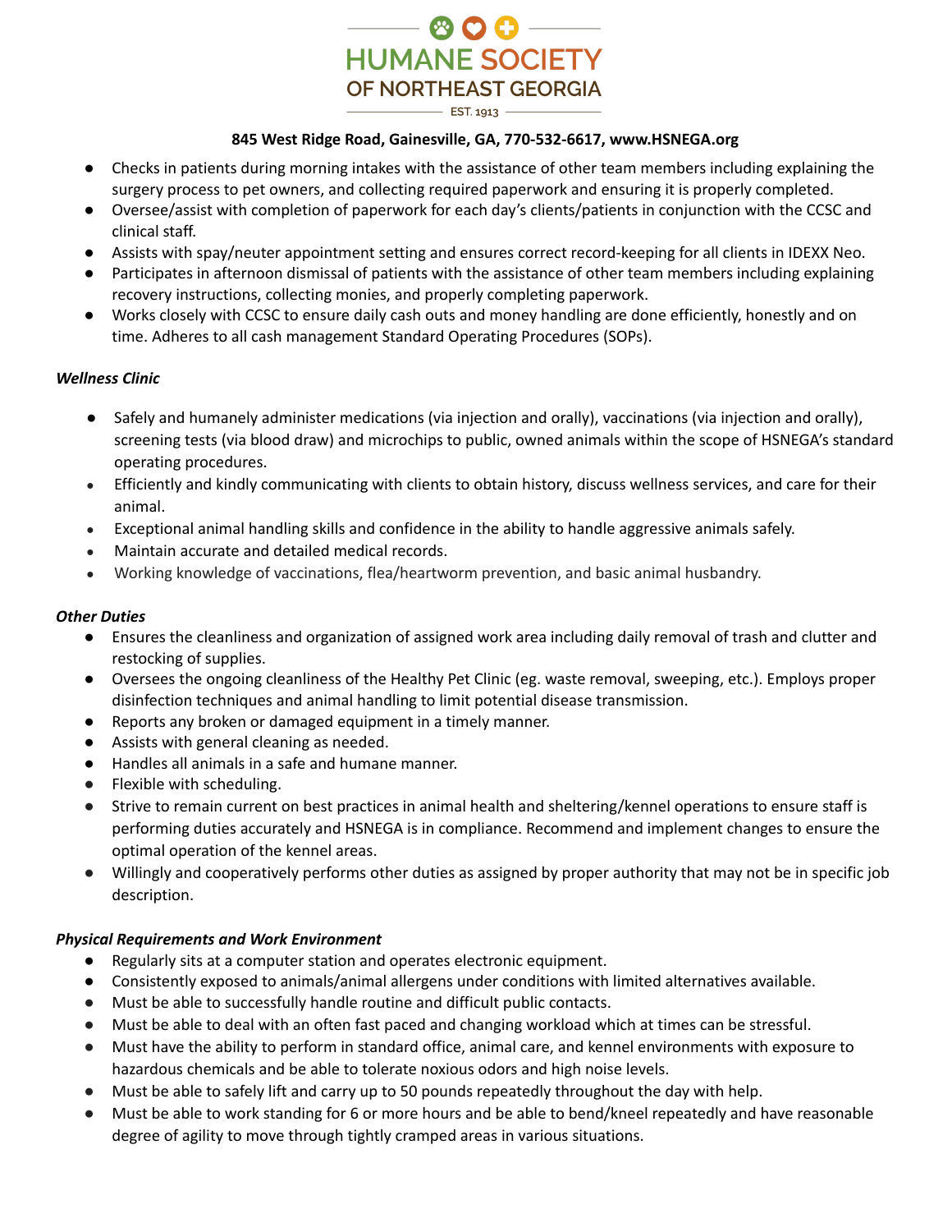- Checks in patients during morning intakes with the assistance of other team members including explaining the surgery process to pet owners, and collecting required paperwork and ensuring it is properly completed.
- Oversee/assist with completion of paperwork for each day's clients/patients in conjunction with the CCSC and clinical staff.
- Assists with spay/neuter appointment setting and ensures correct record-keeping for all clients in IDEXX Neo.
- Participates in afternoon dismissal of patients with the assistance of other team members including explaining recovery instructions, collecting monies, and properly completing paperwork.
- Works closely with CCSC to ensure daily cash outs and money handling are done efficiently, honestly and on time. Adheres to all cash management Standard Operating Procedures (SOPs).

***Wellness Clinic***

- Safely and humanely administer medications (via injection and orally), vaccinations (via injection and orally), screening tests (via blood draw) and microchips to public, owned animals within the scope of HSNEGA's standard operating procedures.
- Efficiently and kindly communicating with clients to obtain history, discuss wellness services, and care for their animal.
- Exceptional animal handling skills and confidence in the ability to handle aggressive animals safely.
- Maintain accurate and detailed medical records.
- Working knowledge of vaccinations, flea/heartworm prevention, and basic animal husbandry.

***Other Duties***

- Ensures the cleanliness and organization of assigned work area including daily removal of trash and clutter and restocking of supplies.
- Oversees the ongoing cleanliness of the Healthy Pet Clinic (eg. waste removal, sweeping, etc.). Employs proper disinfection techniques and animal handling to limit potential disease transmission.
- Reports any broken or damaged equipment in a timely manner.
- Assists with general cleaning as needed.
- Handles all animals in a safe and humane manner.
- Flexible with scheduling.
- Strive to remain current on best practices in animal health and sheltering/kennel operations to ensure staff is performing duties accurately and HSNEGA is in compliance. Recommend and implement changes to ensure the optimal operation of the kennel areas.
- Willingly and cooperatively performs other duties as assigned by proper authority that may not be in specific job description.

***Physical Requirements and Work Environment***

- Regularly sits at a computer station and operates electronic equipment.
- Consistently exposed to animals/animal allergens under conditions with limited alternatives available.
- Must be able to successfully handle routine and difficult public contacts.
- Must be able to deal with an often fast paced and changing workload which at times can be stressful.
- Must have the ability to perform in standard office, animal care, and kennel environments with exposure to hazardous chemicals and be able to tolerate noxious odors and high noise levels.
- Must be able to safely lift and carry up to 50 pounds repeatedly throughout the day with help.
- Must be able to work standing for 6 or more hours and be able to bend/kneel repeatedly and have reasonable degree of agility to move through tightly cramped areas in various situations.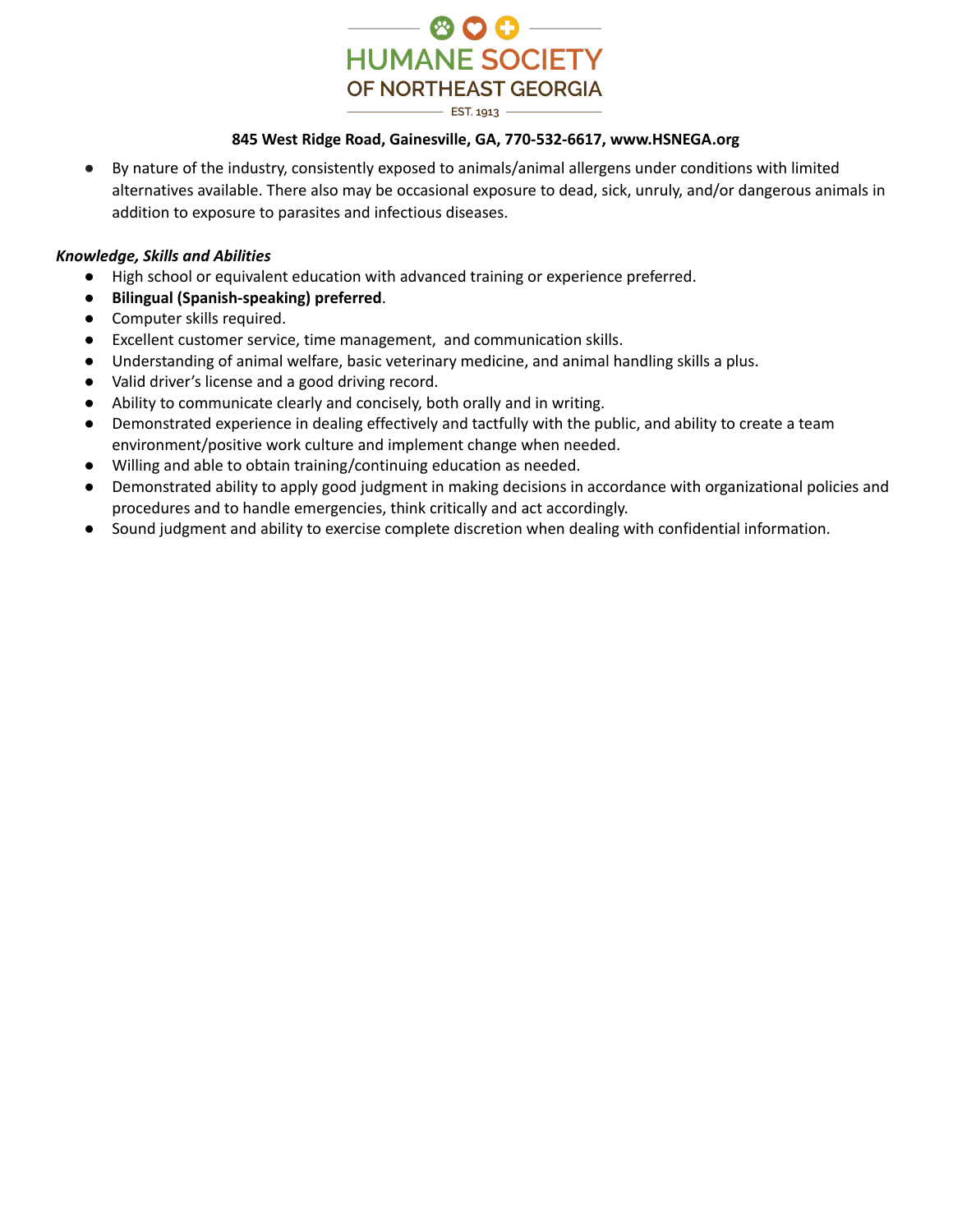- By nature of the industry, consistently exposed to animals/animal allergens under conditions with limited alternatives available. There also may be occasional exposure to dead, sick, unruly, and/or dangerous animals in addition to exposure to parasites and infectious diseases.

***Knowledge, Skills and Abilities***

- High school or equivalent education with advanced training or experience preferred.
- **Bilingual (Spanish-speaking) preferred**.
- Computer skills required.
- Excellent customer service, time management, and communication skills.
- Understanding of animal welfare, basic veterinary medicine, and animal handling skills a plus.
- Valid driver's license and a good driving record.
- Ability to communicate clearly and concisely, both orally and in writing.
- Demonstrated experience in dealing effectively and tactfully with the public, and ability to create a team environment/positive work culture and implement change when needed.
- Willing and able to obtain training/continuing education as needed.
- Demonstrated ability to apply good judgment in making decisions in accordance with organizational policies and procedures and to handle emergencies, think critically and act accordingly.
- Sound judgment and ability to exercise complete discretion when dealing with confidential information.